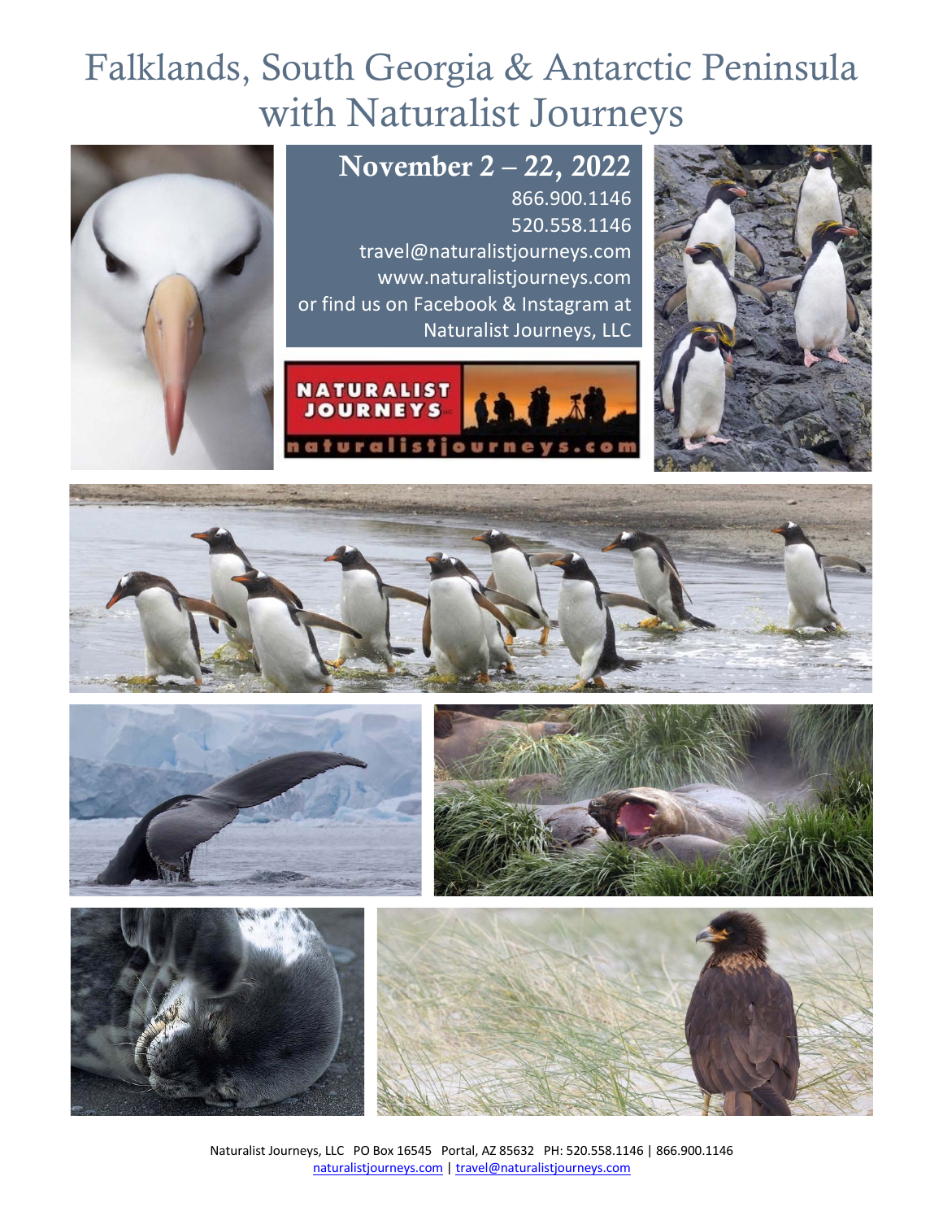# Falklands, South Georgia & Antarctic Peninsula with Naturalist Journeys

**November 2 – 22, 2022**

866.900.1146
520.558.1146
travel@naturalistjourneys.com
www.naturalistjourneys.com
or find us on Facebook & Instagram at Naturalist Journeys, LLC

Naturalist Journeys, LLC PO Box 16545 Portal, AZ 85632 PH: 520.558.1146 | 866.900.1146
naturalistjourneys.com | travel@naturalistjourneys.com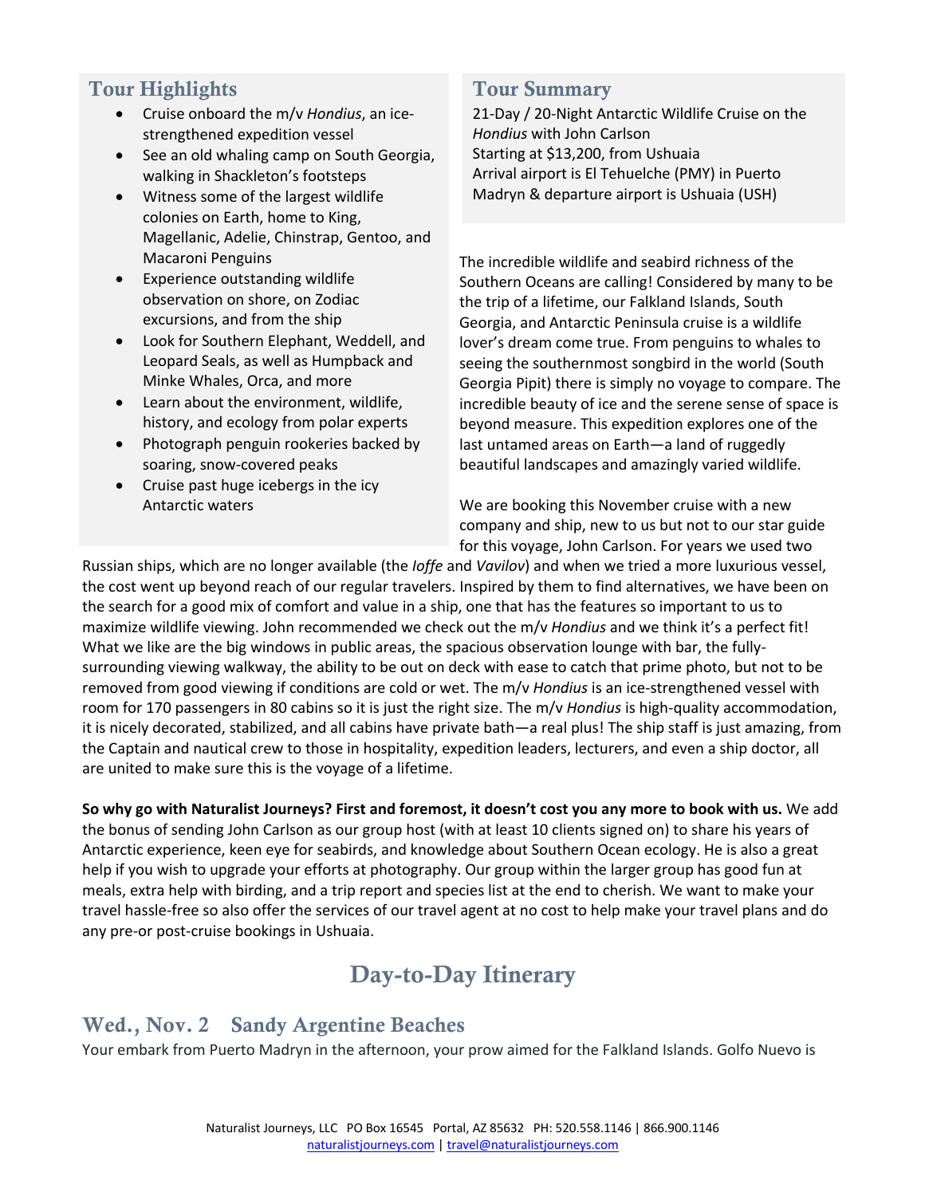## Tour Highlights

- Cruise onboard the m/v *Hondius*, an ice-strengthened expedition vessel
- See an old whaling camp on South Georgia, walking in Shackleton's footsteps
- Witness some of the largest wildlife colonies on Earth, home to King, Magellanic, Adelie, Chinstrap, Gentoo, and Macaroni Penguins
- Experience outstanding wildlife observation on shore, on Zodiac excursions, and from the ship
- Look for Southern Elephant, Weddell, and Leopard Seals, as well as Humpback and Minke Whales, Orca, and more
- Learn about the environment, wildlife, history, and ecology from polar experts
- Photograph penguin rookeries backed by soaring, snow-covered peaks
- Cruise past huge icebergs in the icy Antarctic waters

## Tour Summary

21-Day / 20-Night Antarctic Wildlife Cruise on the *Hondius* with John Carlson
Starting at $13,200, from Ushuaia
Arrival airport is El Tehuelche (PMY) in Puerto Madryn & departure airport is Ushuaia (USH)

The incredible wildlife and seabird richness of the Southern Oceans are calling! Considered by many to be the trip of a lifetime, our Falkland Islands, South Georgia, and Antarctic Peninsula cruise is a wildlife lover's dream come true. From penguins to whales to seeing the southernmost songbird in the world (South Georgia Pipit) there is simply no voyage to compare. The incredible beauty of ice and the serene sense of space is beyond measure. This expedition explores one of the last untamed areas on Earth—a land of ruggedly beautiful landscapes and amazingly varied wildlife.

We are booking this November cruise with a new company and ship, new to us but not to our star guide for this voyage, John Carlson. For years we used two Russian ships, which are no longer available (the *Ioffe* and *Vavilov*) and when we tried a more luxurious vessel, the cost went up beyond reach of our regular travelers. Inspired by them to find alternatives, we have been on the search for a good mix of comfort and value in a ship, one that has the features so important to us to maximize wildlife viewing. John recommended we check out the m/v *Hondius* and we think it's a perfect fit! What we like are the big windows in public areas, the spacious observation lounge with bar, the fully-surrounding viewing walkway, the ability to be out on deck with ease to catch that prime photo, but not to be removed from good viewing if conditions are cold or wet. The m/v *Hondius* is an ice-strengthened vessel with room for 170 passengers in 80 cabins so it is just the right size. The m/v *Hondius* is high-quality accommodation, it is nicely decorated, stabilized, and all cabins have private bath—a real plus! The ship staff is just amazing, from the Captain and nautical crew to those in hospitality, expedition leaders, lecturers, and even a ship doctor, all are united to make sure this is the voyage of a lifetime.

**So why go with Naturalist Journeys? First and foremost, it doesn't cost you any more to book with us.** We add the bonus of sending John Carlson as our group host (with at least 10 clients signed on) to share his years of Antarctic experience, keen eye for seabirds, and knowledge about Southern Ocean ecology. He is also a great help if you wish to upgrade your efforts at photography. Our group within the larger group has good fun at meals, extra help with birding, and a trip report and species list at the end to cherish. We want to make your travel hassle-free so also offer the services of our travel agent at no cost to help make your travel plans and do any pre-or post-cruise bookings in Ushuaia.

# Day-to-Day Itinerary

## Wed., Nov. 2 Sandy Argentine Beaches

Your embark from Puerto Madryn in the afternoon, your prow aimed for the Falkland Islands. Golfo Nuevo is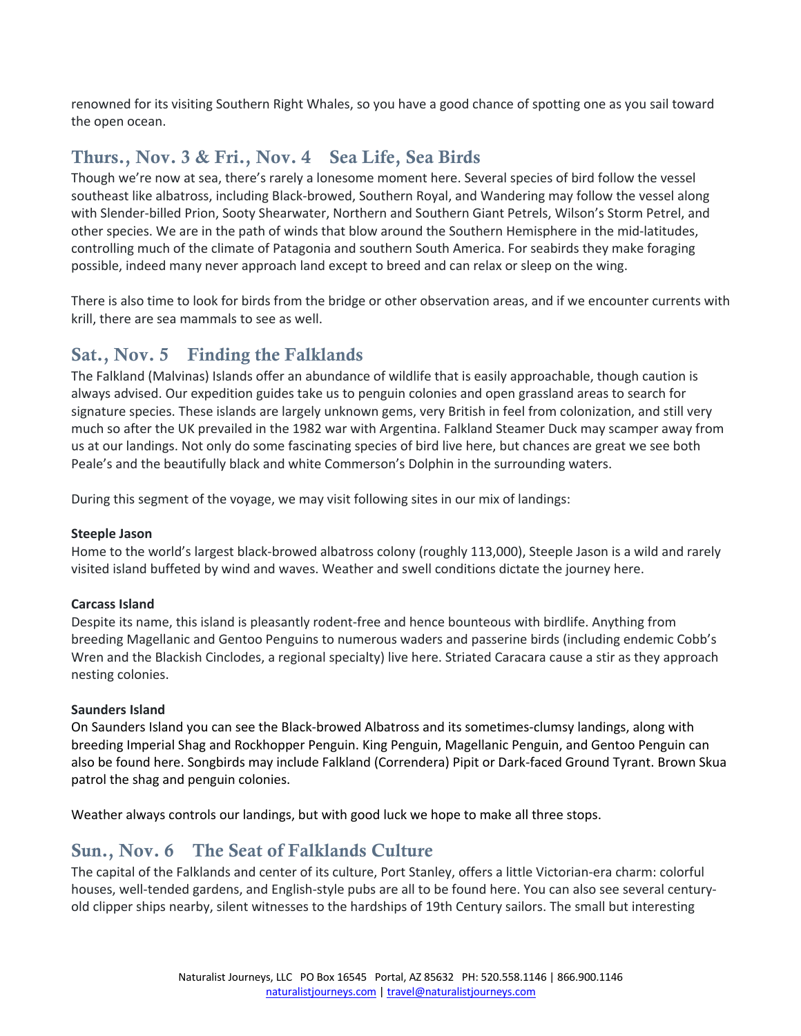renowned for its visiting Southern Right Whales, so you have a good chance of spotting one as you sail toward the open ocean.

## Thurs., Nov. 3 & Fri., Nov. 4 Sea Life, Sea Birds

Though we're now at sea, there's rarely a lonesome moment here. Several species of bird follow the vessel southeast like albatross, including Black-browed, Southern Royal, and Wandering may follow the vessel along with Slender-billed Prion, Sooty Shearwater, Northern and Southern Giant Petrels, Wilson's Storm Petrel, and other species. We are in the path of winds that blow around the Southern Hemisphere in the mid-latitudes, controlling much of the climate of Patagonia and southern South America. For seabirds they make foraging possible, indeed many never approach land except to breed and can relax or sleep on the wing.

There is also time to look for birds from the bridge or other observation areas, and if we encounter currents with krill, there are sea mammals to see as well.

## Sat., Nov. 5 Finding the Falklands

The Falkland (Malvinas) Islands offer an abundance of wildlife that is easily approachable, though caution is always advised. Our expedition guides take us to penguin colonies and open grassland areas to search for signature species. These islands are largely unknown gems, very British in feel from colonization, and still very much so after the UK prevailed in the 1982 war with Argentina. Falkland Steamer Duck may scamper away from us at our landings. Not only do some fascinating species of bird live here, but chances are great we see both Peale's and the beautifully black and white Commerson's Dolphin in the surrounding waters.

During this segment of the voyage, we may visit following sites in our mix of landings:

**Steeple Jason**
Home to the world's largest black-browed albatross colony (roughly 113,000), Steeple Jason is a wild and rarely visited island buffeted by wind and waves. Weather and swell conditions dictate the journey here.

**Carcass Island**
Despite its name, this island is pleasantly rodent-free and hence bounteous with birdlife. Anything from breeding Magellanic and Gentoo Penguins to numerous waders and passerine birds (including endemic Cobb's Wren and the Blackish Cinclodes, a regional specialty) live here. Striated Caracara cause a stir as they approach nesting colonies.

**Saunders Island**
On Saunders Island you can see the Black-browed Albatross and its sometimes-clumsy landings, along with breeding Imperial Shag and Rockhopper Penguin. King Penguin, Magellanic Penguin, and Gentoo Penguin can also be found here. Songbirds may include Falkland (Correndera) Pipit or Dark-faced Ground Tyrant. Brown Skua patrol the shag and penguin colonies.

Weather always controls our landings, but with good luck we hope to make all three stops.

## Sun., Nov. 6 The Seat of Falklands Culture

The capital of the Falklands and center of its culture, Port Stanley, offers a little Victorian-era charm: colorful houses, well-tended gardens, and English-style pubs are all to be found here. You can also see several century-old clipper ships nearby, silent witnesses to the hardships of 19th Century sailors. The small but interesting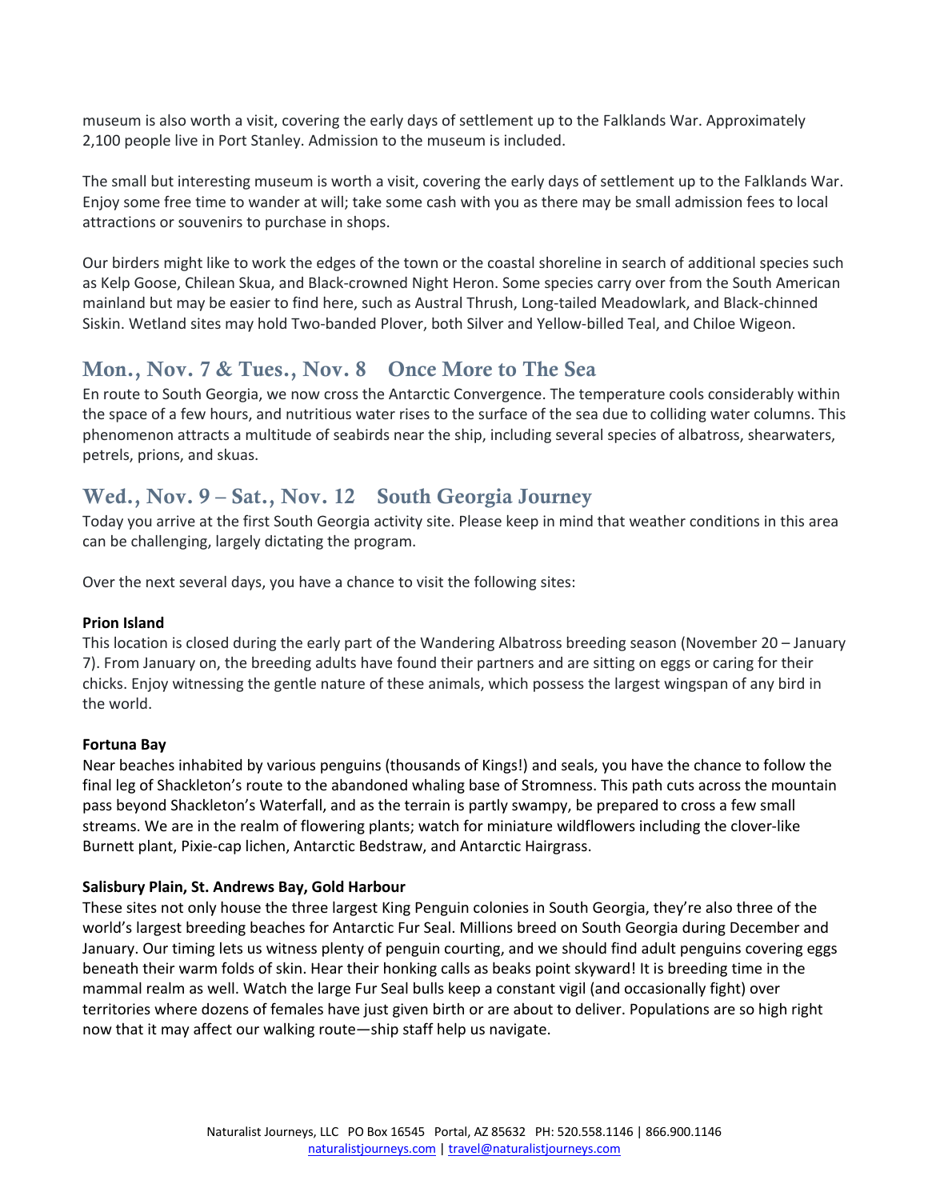museum is also worth a visit, covering the early days of settlement up to the Falklands War. Approximately 2,100 people live in Port Stanley. Admission to the museum is included.

The small but interesting museum is worth a visit, covering the early days of settlement up to the Falklands War. Enjoy some free time to wander at will; take some cash with you as there may be small admission fees to local attractions or souvenirs to purchase in shops.

Our birders might like to work the edges of the town or the coastal shoreline in search of additional species such as Kelp Goose, Chilean Skua, and Black-crowned Night Heron. Some species carry over from the South American mainland but may be easier to find here, such as Austral Thrush, Long-tailed Meadowlark, and Black-chinned Siskin. Wetland sites may hold Two-banded Plover, both Silver and Yellow-billed Teal, and Chiloe Wigeon.

## Mon., Nov. 7 & Tues., Nov. 8 Once More to The Sea

En route to South Georgia, we now cross the Antarctic Convergence. The temperature cools considerably within the space of a few hours, and nutritious water rises to the surface of the sea due to colliding water columns. This phenomenon attracts a multitude of seabirds near the ship, including several species of albatross, shearwaters, petrels, prions, and skuas.

## Wed., Nov. 9 – Sat., Nov. 12 South Georgia Journey

Today you arrive at the first South Georgia activity site. Please keep in mind that weather conditions in this area can be challenging, largely dictating the program.

Over the next several days, you have a chance to visit the following sites:

**Prion Island**
This location is closed during the early part of the Wandering Albatross breeding season (November 20 – January 7). From January on, the breeding adults have found their partners and are sitting on eggs or caring for their chicks. Enjoy witnessing the gentle nature of these animals, which possess the largest wingspan of any bird in the world.

**Fortuna Bay**
Near beaches inhabited by various penguins (thousands of Kings!) and seals, you have the chance to follow the final leg of Shackleton's route to the abandoned whaling base of Stromness. This path cuts across the mountain pass beyond Shackleton's Waterfall, and as the terrain is partly swampy, be prepared to cross a few small streams. We are in the realm of flowering plants; watch for miniature wildflowers including the clover-like Burnett plant, Pixie-cap lichen, Antarctic Bedstraw, and Antarctic Hairgrass.

**Salisbury Plain, St. Andrews Bay, Gold Harbour**
These sites not only house the three largest King Penguin colonies in South Georgia, they're also three of the world's largest breeding beaches for Antarctic Fur Seal. Millions breed on South Georgia during December and January. Our timing lets us witness plenty of penguin courting, and we should find adult penguins covering eggs beneath their warm folds of skin. Hear their honking calls as beaks point skyward! It is breeding time in the mammal realm as well. Watch the large Fur Seal bulls keep a constant vigil (and occasionally fight) over territories where dozens of females have just given birth or are about to deliver. Populations are so high right now that it may affect our walking route—ship staff help us navigate.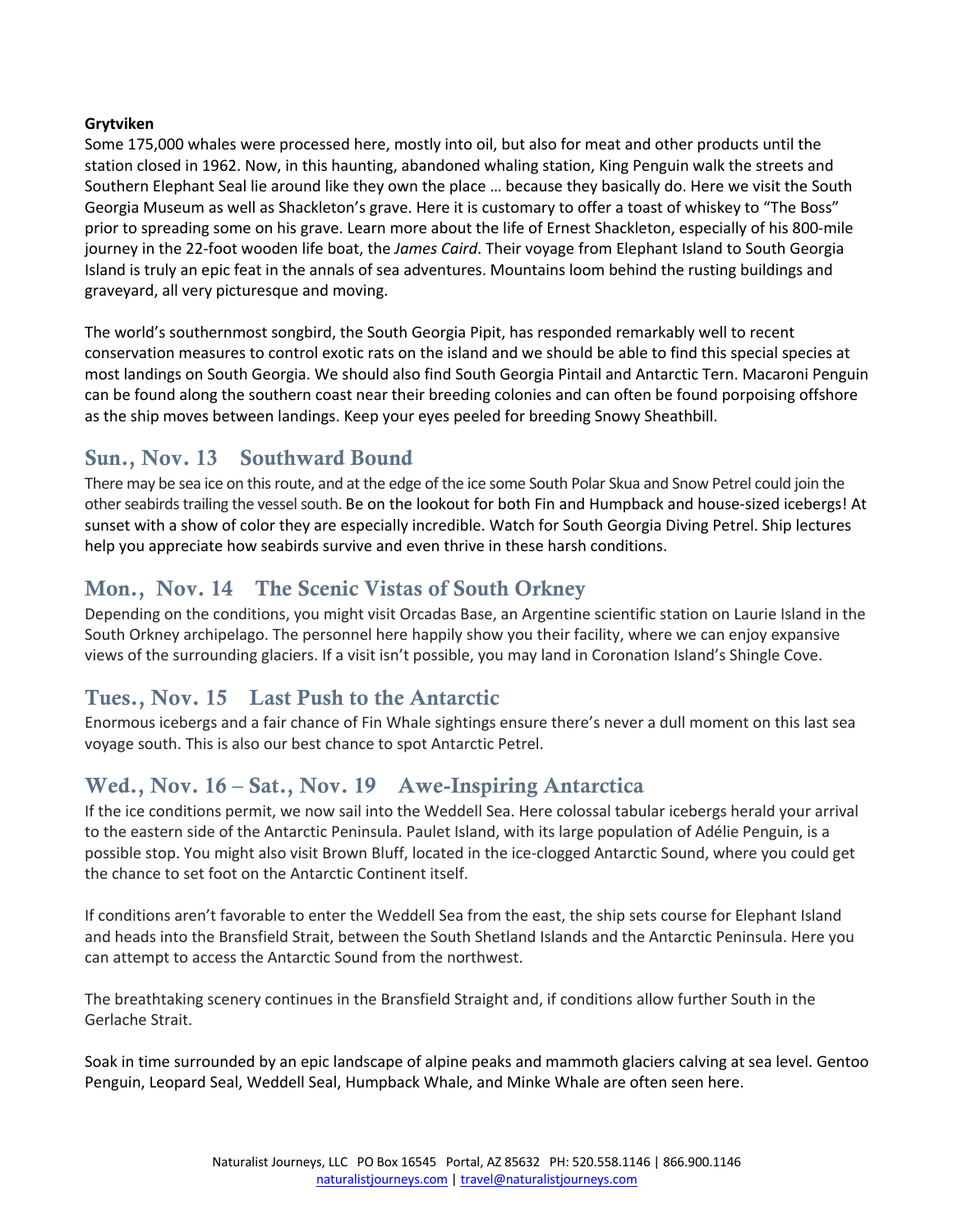**Grytviken**

Some 175,000 whales were processed here, mostly into oil, but also for meat and other products until the station closed in 1962. Now, in this haunting, abandoned whaling station, King Penguin walk the streets and Southern Elephant Seal lie around like they own the place … because they basically do. Here we visit the South Georgia Museum as well as Shackleton's grave. Here it is customary to offer a toast of whiskey to "The Boss" prior to spreading some on his grave. Learn more about the life of Ernest Shackleton, especially of his 800-mile journey in the 22-foot wooden life boat, the *James Caird*. Their voyage from Elephant Island to South Georgia Island is truly an epic feat in the annals of sea adventures. Mountains loom behind the rusting buildings and graveyard, all very picturesque and moving.

The world's southernmost songbird, the South Georgia Pipit, has responded remarkably well to recent conservation measures to control exotic rats on the island and we should be able to find this special species at most landings on South Georgia. We should also find South Georgia Pintail and Antarctic Tern. Macaroni Penguin can be found along the southern coast near their breeding colonies and can often be found porpoising offshore as the ship moves between landings. Keep your eyes peeled for breeding Snowy Sheathbill.

## Sun., Nov. 13 Southward Bound

There may be sea ice on this route, and at the edge of the ice some South Polar Skua and Snow Petrel could join the other seabirds trailing the vessel south. Be on the lookout for both Fin and Humpback and house-sized icebergs! At sunset with a show of color they are especially incredible. Watch for South Georgia Diving Petrel. Ship lectures help you appreciate how seabirds survive and even thrive in these harsh conditions.

## Mon., Nov. 14 The Scenic Vistas of South Orkney

Depending on the conditions, you might visit Orcadas Base, an Argentine scientific station on Laurie Island in the South Orkney archipelago. The personnel here happily show you their facility, where we can enjoy expansive views of the surrounding glaciers. If a visit isn't possible, you may land in Coronation Island's Shingle Cove.

## Tues., Nov. 15 Last Push to the Antarctic

Enormous icebergs and a fair chance of Fin Whale sightings ensure there's never a dull moment on this last sea voyage south. This is also our best chance to spot Antarctic Petrel.

## Wed., Nov. 16 – Sat., Nov. 19 Awe-Inspiring Antarctica

If the ice conditions permit, we now sail into the Weddell Sea. Here colossal tabular icebergs herald your arrival to the eastern side of the Antarctic Peninsula. Paulet Island, with its large population of Adélie Penguin, is a possible stop. You might also visit Brown Bluff, located in the ice-clogged Antarctic Sound, where you could get the chance to set foot on the Antarctic Continent itself.

If conditions aren't favorable to enter the Weddell Sea from the east, the ship sets course for Elephant Island and heads into the Bransfield Strait, between the South Shetland Islands and the Antarctic Peninsula. Here you can attempt to access the Antarctic Sound from the northwest.

The breathtaking scenery continues in the Bransfield Straight and, if conditions allow further South in the Gerlache Strait.

Soak in time surrounded by an epic landscape of alpine peaks and mammoth glaciers calving at sea level. Gentoo Penguin, Leopard Seal, Weddell Seal, Humpback Whale, and Minke Whale are often seen here.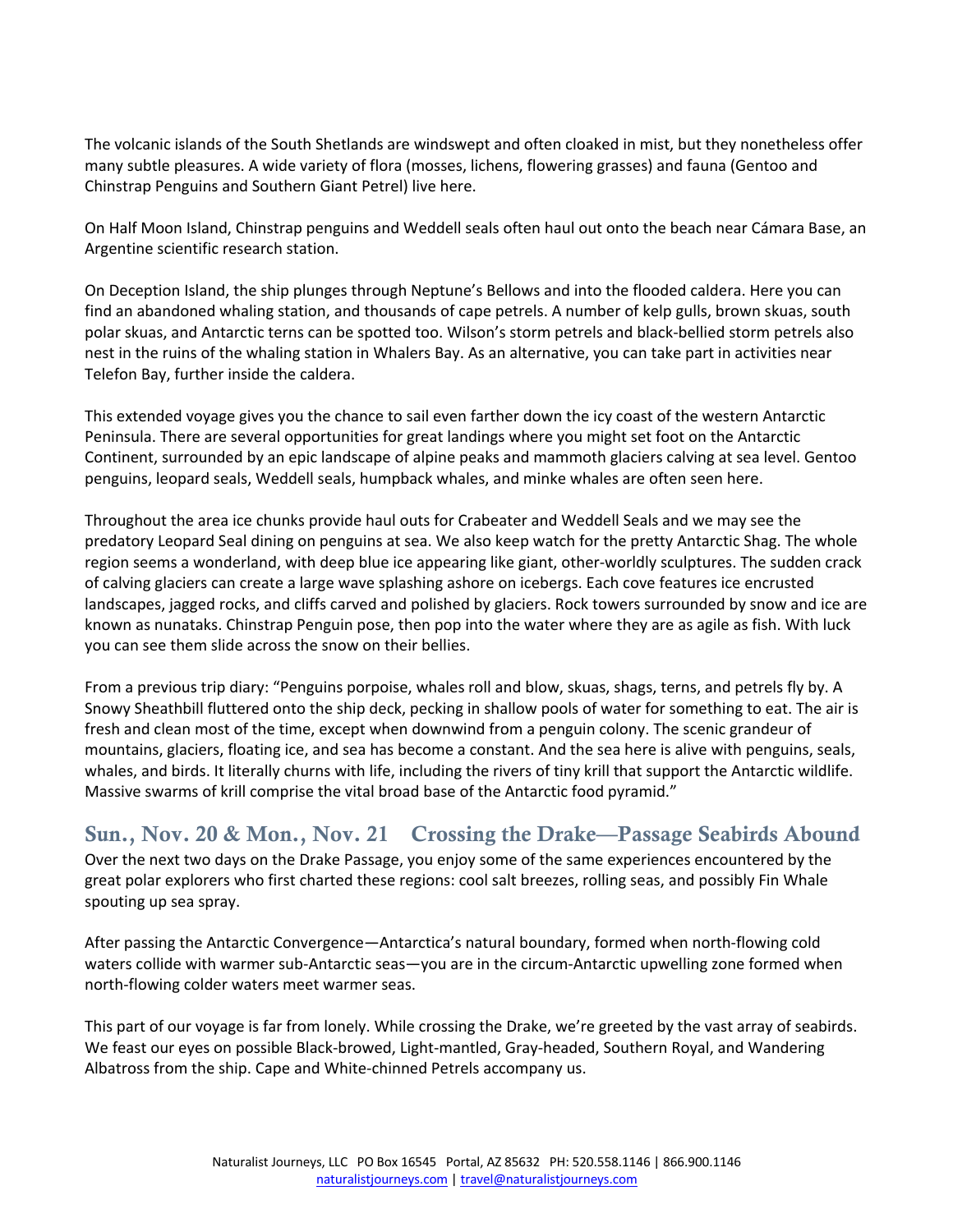The volcanic islands of the South Shetlands are windswept and often cloaked in mist, but they nonetheless offer many subtle pleasures. A wide variety of flora (mosses, lichens, flowering grasses) and fauna (Gentoo and Chinstrap Penguins and Southern Giant Petrel) live here.

On Half Moon Island, Chinstrap penguins and Weddell seals often haul out onto the beach near Cámara Base, an Argentine scientific research station.

On Deception Island, the ship plunges through Neptune's Bellows and into the flooded caldera. Here you can find an abandoned whaling station, and thousands of cape petrels. A number of kelp gulls, brown skuas, south polar skuas, and Antarctic terns can be spotted too. Wilson's storm petrels and black-bellied storm petrels also nest in the ruins of the whaling station in Whalers Bay. As an alternative, you can take part in activities near Telefon Bay, further inside the caldera.

This extended voyage gives you the chance to sail even farther down the icy coast of the western Antarctic Peninsula. There are several opportunities for great landings where you might set foot on the Antarctic Continent, surrounded by an epic landscape of alpine peaks and mammoth glaciers calving at sea level. Gentoo penguins, leopard seals, Weddell seals, humpback whales, and minke whales are often seen here.

Throughout the area ice chunks provide haul outs for Crabeater and Weddell Seals and we may see the predatory Leopard Seal dining on penguins at sea. We also keep watch for the pretty Antarctic Shag. The whole region seems a wonderland, with deep blue ice appearing like giant, other-worldly sculptures. The sudden crack of calving glaciers can create a large wave splashing ashore on icebergs. Each cove features ice encrusted landscapes, jagged rocks, and cliffs carved and polished by glaciers. Rock towers surrounded by snow and ice are known as nunataks. Chinstrap Penguin pose, then pop into the water where they are as agile as fish. With luck you can see them slide across the snow on their bellies.

From a previous trip diary: "Penguins porpoise, whales roll and blow, skuas, shags, terns, and petrels fly by. A Snowy Sheathbill fluttered onto the ship deck, pecking in shallow pools of water for something to eat. The air is fresh and clean most of the time, except when downwind from a penguin colony. The scenic grandeur of mountains, glaciers, floating ice, and sea has become a constant. And the sea here is alive with penguins, seals, whales, and birds. It literally churns with life, including the rivers of tiny krill that support the Antarctic wildlife. Massive swarms of krill comprise the vital broad base of the Antarctic food pyramid."

## Sun., Nov. 20 & Mon., Nov. 21 Crossing the Drake—Passage Seabirds Abound

Over the next two days on the Drake Passage, you enjoy some of the same experiences encountered by the great polar explorers who first charted these regions: cool salt breezes, rolling seas, and possibly Fin Whale spouting up sea spray.

After passing the Antarctic Convergence—Antarctica's natural boundary, formed when north-flowing cold waters collide with warmer sub-Antarctic seas—you are in the circum-Antarctic upwelling zone formed when north-flowing colder waters meet warmer seas.

This part of our voyage is far from lonely. While crossing the Drake, we're greeted by the vast array of seabirds. We feast our eyes on possible Black-browed, Light-mantled, Gray-headed, Southern Royal, and Wandering Albatross from the ship. Cape and White-chinned Petrels accompany us.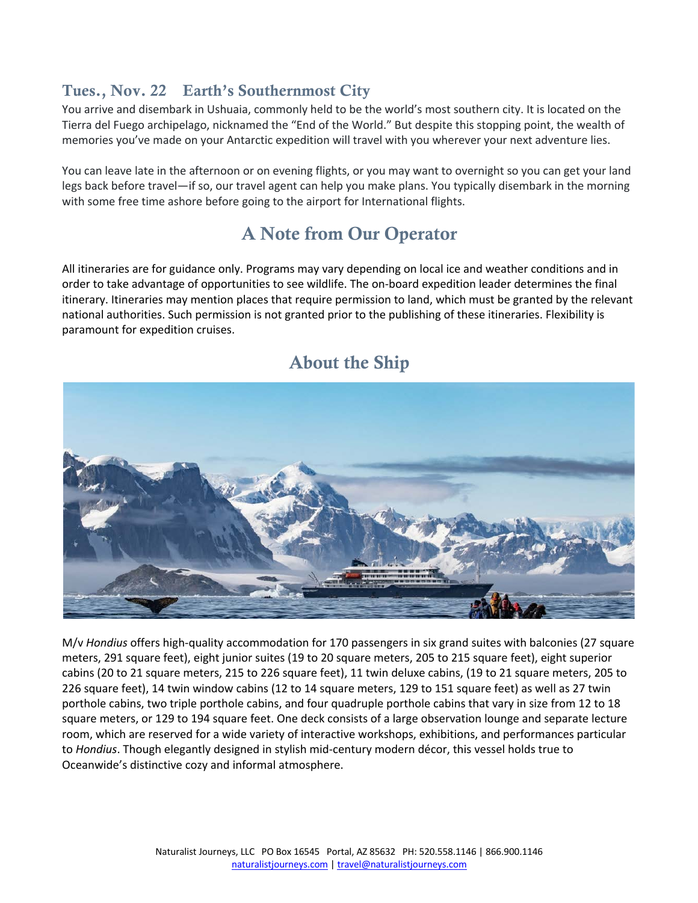## Tues., Nov. 22 Earth's Southernmost City

You arrive and disembark in Ushuaia, commonly held to be the world's most southern city. It is located on the Tierra del Fuego archipelago, nicknamed the "End of the World." But despite this stopping point, the wealth of memories you've made on your Antarctic expedition will travel with you wherever your next adventure lies.

You can leave late in the afternoon or on evening flights, or you may want to overnight so you can get your land legs back before travel—if so, our travel agent can help you make plans. You typically disembark in the morning with some free time ashore before going to the airport for International flights.

# A Note from Our Operator

All itineraries are for guidance only. Programs may vary depending on local ice and weather conditions and in order to take advantage of opportunities to see wildlife. The on-board expedition leader determines the final itinerary. Itineraries may mention places that require permission to land, which must be granted by the relevant national authorities. Such permission is not granted prior to the publishing of these itineraries. Flexibility is paramount for expedition cruises.

# About the Ship

M/v *Hondius* offers high-quality accommodation for 170 passengers in six grand suites with balconies (27 square meters, 291 square feet), eight junior suites (19 to 20 square meters, 205 to 215 square feet), eight superior cabins (20 to 21 square meters, 215 to 226 square feet), 11 twin deluxe cabins, (19 to 21 square meters, 205 to 226 square feet), 14 twin window cabins (12 to 14 square meters, 129 to 151 square feet) as well as 27 twin porthole cabins, two triple porthole cabins, and four quadruple porthole cabins that vary in size from 12 to 18 square meters, or 129 to 194 square feet. One deck consists of a large observation lounge and separate lecture room, which are reserved for a wide variety of interactive workshops, exhibitions, and performances particular to *Hondius*. Though elegantly designed in stylish mid-century modern décor, this vessel holds true to Oceanwide's distinctive cozy and informal atmosphere.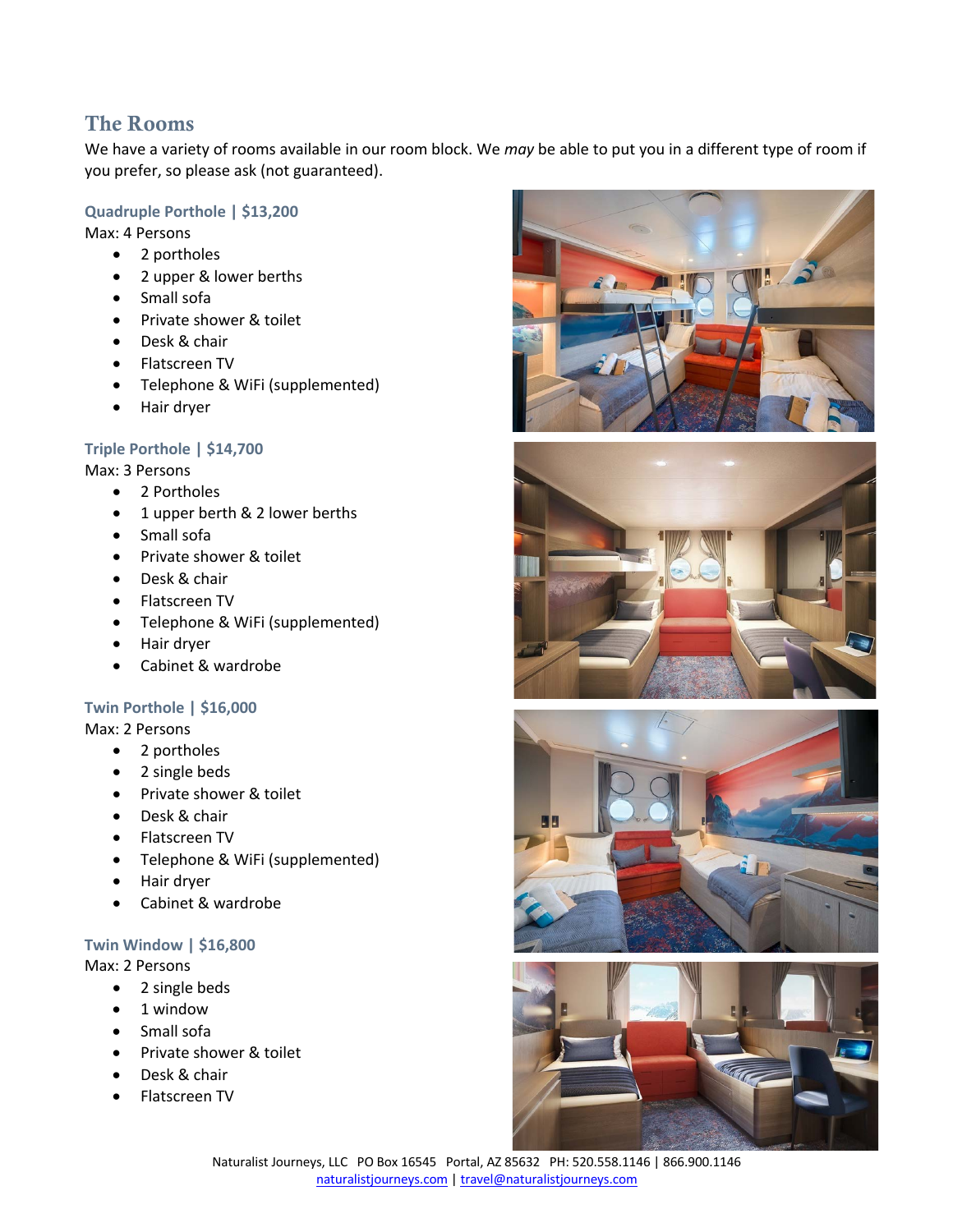## The Rooms

We have a variety of rooms available in our room block. We *may* be able to put you in a different type of room if you prefer, so please ask (not guaranteed).

### Quadruple Porthole | $13,200

Max: 4 Persons

- 2 portholes
- 2 upper & lower berths
- Small sofa
- Private shower & toilet
- Desk & chair
- Flatscreen TV
- Telephone & WiFi (supplemented)
- Hair dryer

### Triple Porthole | $14,700

Max: 3 Persons

- 2 Portholes
- 1 upper berth & 2 lower berths
- Small sofa
- Private shower & toilet
- Desk & chair
- Flatscreen TV
- Telephone & WiFi (supplemented)
- Hair dryer
- Cabinet & wardrobe

### Twin Porthole | $16,000

Max: 2 Persons

- 2 portholes
- 2 single beds
- Private shower & toilet
- Desk & chair
- Flatscreen TV
- Telephone & WiFi (supplemented)
- Hair dryer
- Cabinet & wardrobe

### Twin Window | $16,800

Max: 2 Persons

- 2 single beds
- 1 window
- Small sofa
- Private shower & toilet
- Desk & chair
- Flatscreen TV

Naturalist Journeys, LLC PO Box 16545 Portal, AZ 85632 PH: 520.558.1146 | 866.900.1146
naturalistjourneys.com | travel@naturalistjourneys.com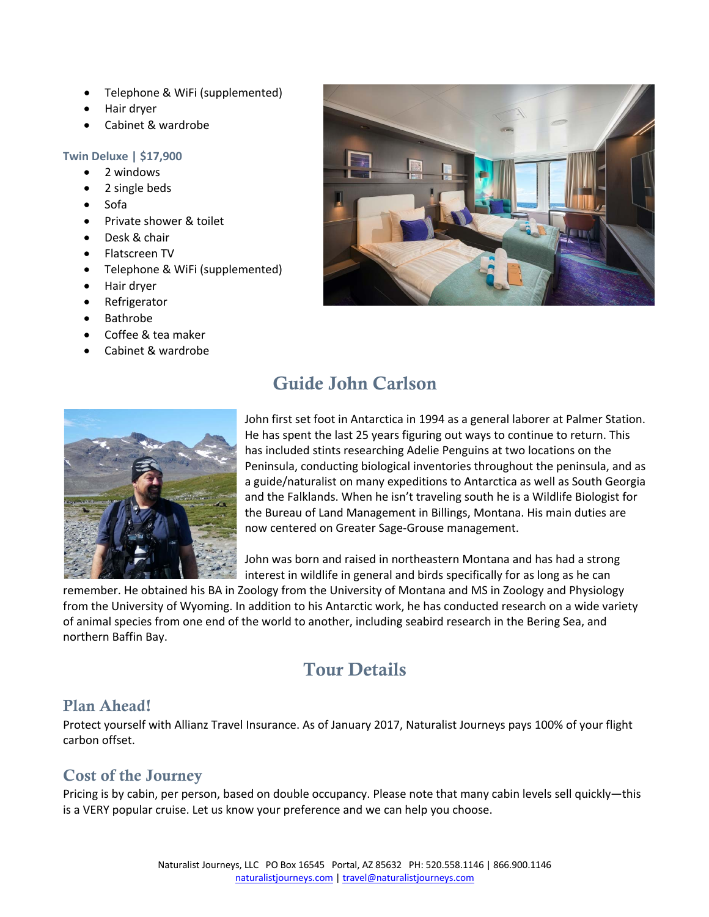- Telephone & WiFi (supplemented)
- Hair dryer
- Cabinet & wardrobe

**Twin Deluxe | $17,900**

- 2 windows
- 2 single beds
- Sofa
- Private shower & toilet
- Desk & chair
- Flatscreen TV
- Telephone & WiFi (supplemented)
- Hair dryer
- Refrigerator
- Bathrobe
- Coffee & tea maker
- Cabinet & wardrobe

## Guide John Carlson

John first set foot in Antarctica in 1994 as a general laborer at Palmer Station. He has spent the last 25 years figuring out ways to continue to return. This has included stints researching Adelie Penguins at two locations on the Peninsula, conducting biological inventories throughout the peninsula, and as a guide/naturalist on many expeditions to Antarctica as well as South Georgia and the Falklands. When he isn't traveling south he is a Wildlife Biologist for the Bureau of Land Management in Billings, Montana. His main duties are now centered on Greater Sage-Grouse management.

John was born and raised in northeastern Montana and has had a strong interest in wildlife in general and birds specifically for as long as he can remember. He obtained his BA in Zoology from the University of Montana and MS in Zoology and Physiology from the University of Wyoming. In addition to his Antarctic work, he has conducted research on a wide variety of animal species from one end of the world to another, including seabird research in the Bering Sea, and northern Baffin Bay.

## Tour Details

### Plan Ahead!

Protect yourself with Allianz Travel Insurance. As of January 2017, Naturalist Journeys pays 100% of your flight carbon offset.

### Cost of the Journey

Pricing is by cabin, per person, based on double occupancy. Please note that many cabin levels sell quickly—this is a VERY popular cruise. Let us know your preference and we can help you choose.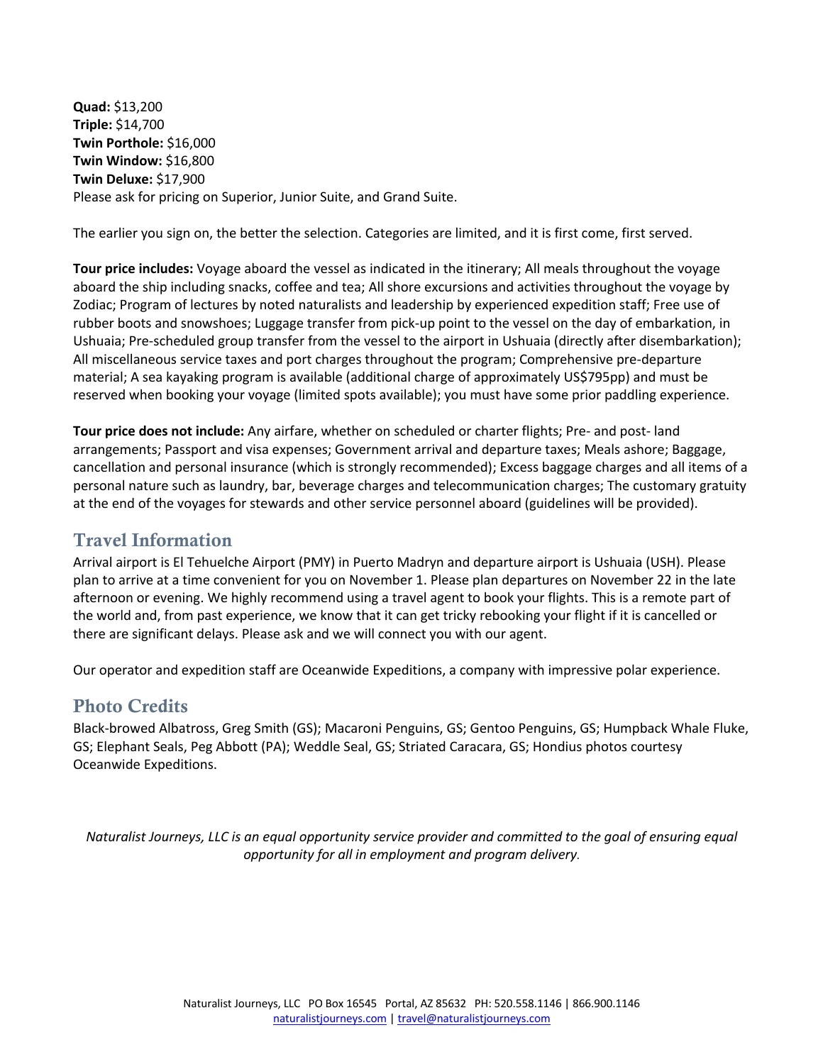**Quad:** $13,200
**Triple:** $14,700
**Twin Porthole:** $16,000
**Twin Window:** $16,800
**Twin Deluxe:** $17,900
Please ask for pricing on Superior, Junior Suite, and Grand Suite.

The earlier you sign on, the better the selection. Categories are limited, and it is first come, first served.

**Tour price includes:** Voyage aboard the vessel as indicated in the itinerary; All meals throughout the voyage aboard the ship including snacks, coffee and tea; All shore excursions and activities throughout the voyage by Zodiac; Program of lectures by noted naturalists and leadership by experienced expedition staff; Free use of rubber boots and snowshoes; Luggage transfer from pick-up point to the vessel on the day of embarkation, in Ushuaia; Pre-scheduled group transfer from the vessel to the airport in Ushuaia (directly after disembarkation); All miscellaneous service taxes and port charges throughout the program; Comprehensive pre-departure material; A sea kayaking program is available (additional charge of approximately US$795pp) and must be reserved when booking your voyage (limited spots available); you must have some prior paddling experience.

**Tour price does not include:** Any airfare, whether on scheduled or charter flights; Pre- and post- land arrangements; Passport and visa expenses; Government arrival and departure taxes; Meals ashore; Baggage, cancellation and personal insurance (which is strongly recommended); Excess baggage charges and all items of a personal nature such as laundry, bar, beverage charges and telecommunication charges; The customary gratuity at the end of the voyages for stewards and other service personnel aboard (guidelines will be provided).

## Travel Information

Arrival airport is El Tehuelche Airport (PMY) in Puerto Madryn and departure airport is Ushuaia (USH). Please plan to arrive at a time convenient for you on November 1. Please plan departures on November 22 in the late afternoon or evening. We highly recommend using a travel agent to book your flights. This is a remote part of the world and, from past experience, we know that it can get tricky rebooking your flight if it is cancelled or there are significant delays. Please ask and we will connect you with our agent.

Our operator and expedition staff are Oceanwide Expeditions, a company with impressive polar experience.

## Photo Credits

Black-browed Albatross, Greg Smith (GS); Macaroni Penguins, GS; Gentoo Penguins, GS; Humpback Whale Fluke, GS; Elephant Seals, Peg Abbott (PA); Weddle Seal, GS; Striated Caracara, GS; Hondius photos courtesy Oceanwide Expeditions.

*Naturalist Journeys, LLC is an equal opportunity service provider and committed to the goal of ensuring equal opportunity for all in employment and program delivery.*

Naturalist Journeys, LLC PO Box 16545 Portal, AZ 85632 PH: 520.558.1146 | 866.900.1146
naturalistjourneys.com | travel@naturalistjourneys.com